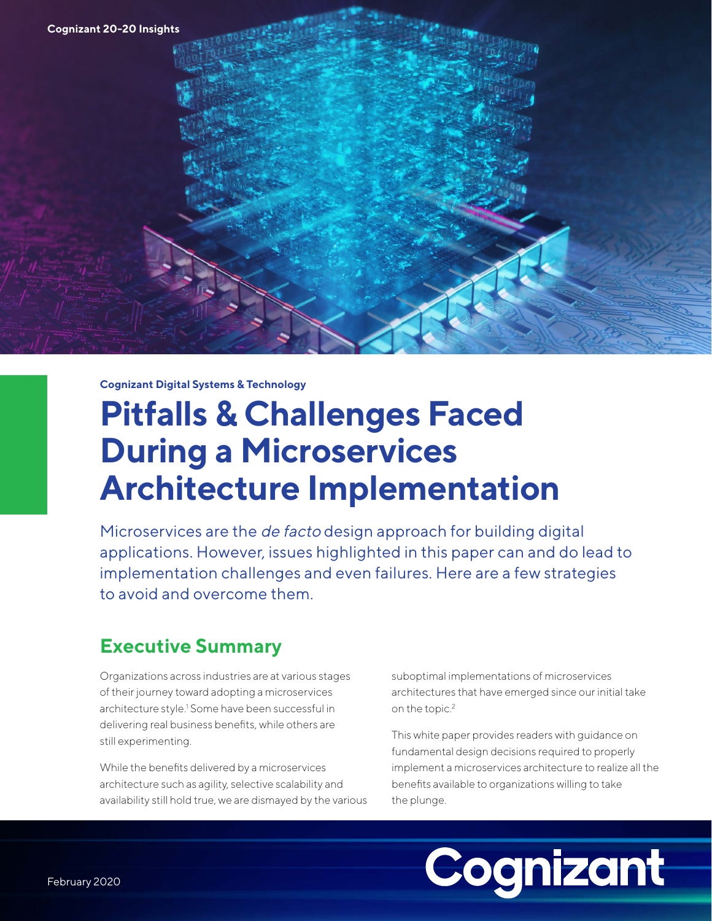Cognizant 20-20 Insights

Cognizant Digital Systems & Technology

# Pitfalls & Challenges Faced During a Microservices Architecture Implementation

Microservices are the *de facto* design approach for building digital applications. However, issues highlighted in this paper can and do lead to implementation challenges and even failures. Here are a few strategies to avoid and overcome them.

## Executive Summary

Organizations across industries are at various stages of their journey toward adopting a microservices architecture style.[1] Some have been successful in delivering real business benefits, while others are still experimenting.

While the benefits delivered by a microservices architecture such as agility, selective scalability and availability still hold true, we are dismayed by the various suboptimal implementations of microservices architectures that have emerged since our initial take on the topic.[2]

This white paper provides readers with guidance on fundamental design decisions required to properly implement a microservices architecture to realize all the benefits available to organizations willing to take the plunge.

February 2020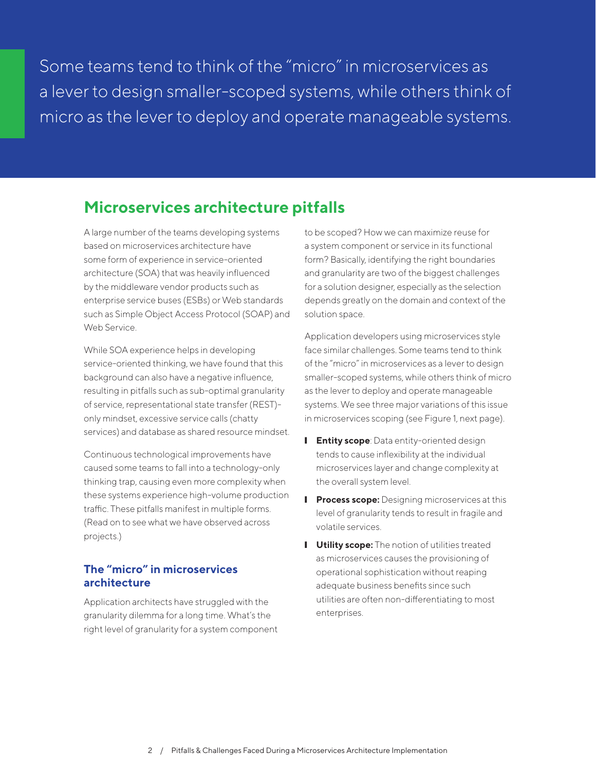> Some teams tend to think of the "micro" in microservices as a lever to design smaller-scoped systems, while others think of micro as the lever to deploy and operate manageable systems.

## Microservices architecture pitfalls

A large number of the teams developing systems based on microservices architecture have some form of experience in service-oriented architecture (SOA) that was heavily influenced by the middleware vendor products such as enterprise service buses (ESBs) or Web standards such as Simple Object Access Protocol (SOAP) and Web Service.

While SOA experience helps in developing service-oriented thinking, we have found that this background can also have a negative influence, resulting in pitfalls such as sub-optimal granularity of service, representational state transfer (REST)-only mindset, excessive service calls (chatty services) and database as shared resource mindset.

Continuous technological improvements have caused some teams to fall into a technology-only thinking trap, causing even more complexity when these systems experience high-volume production traffic. These pitfalls manifest in multiple forms. (Read on to see what we have observed across projects.)

### The "micro" in microservices architecture

Application architects have struggled with the granularity dilemma for a long time. What's the right level of granularity for a system component to be scoped? How we can maximize reuse for a system component or service in its functional form? Basically, identifying the right boundaries and granularity are two of the biggest challenges for a solution designer, especially as the selection depends greatly on the domain and context of the solution space.

Application developers using microservices style face similar challenges. Some teams tend to think of the "micro" in microservices as a lever to design smaller-scoped systems, while others think of micro as the lever to deploy and operate manageable systems. We see three major variations of this issue in microservices scoping (see Figure 1, next page).

- **Entity scope**: Data entity-oriented design tends to cause inflexibility at the individual microservices layer and change complexity at the overall system level.
- **Process scope:** Designing microservices at this level of granularity tends to result in fragile and volatile services.
- **Utility scope:** The notion of utilities treated as microservices causes the provisioning of operational sophistication without reaping adequate business benefits since such utilities are often non-differentiating to most enterprises.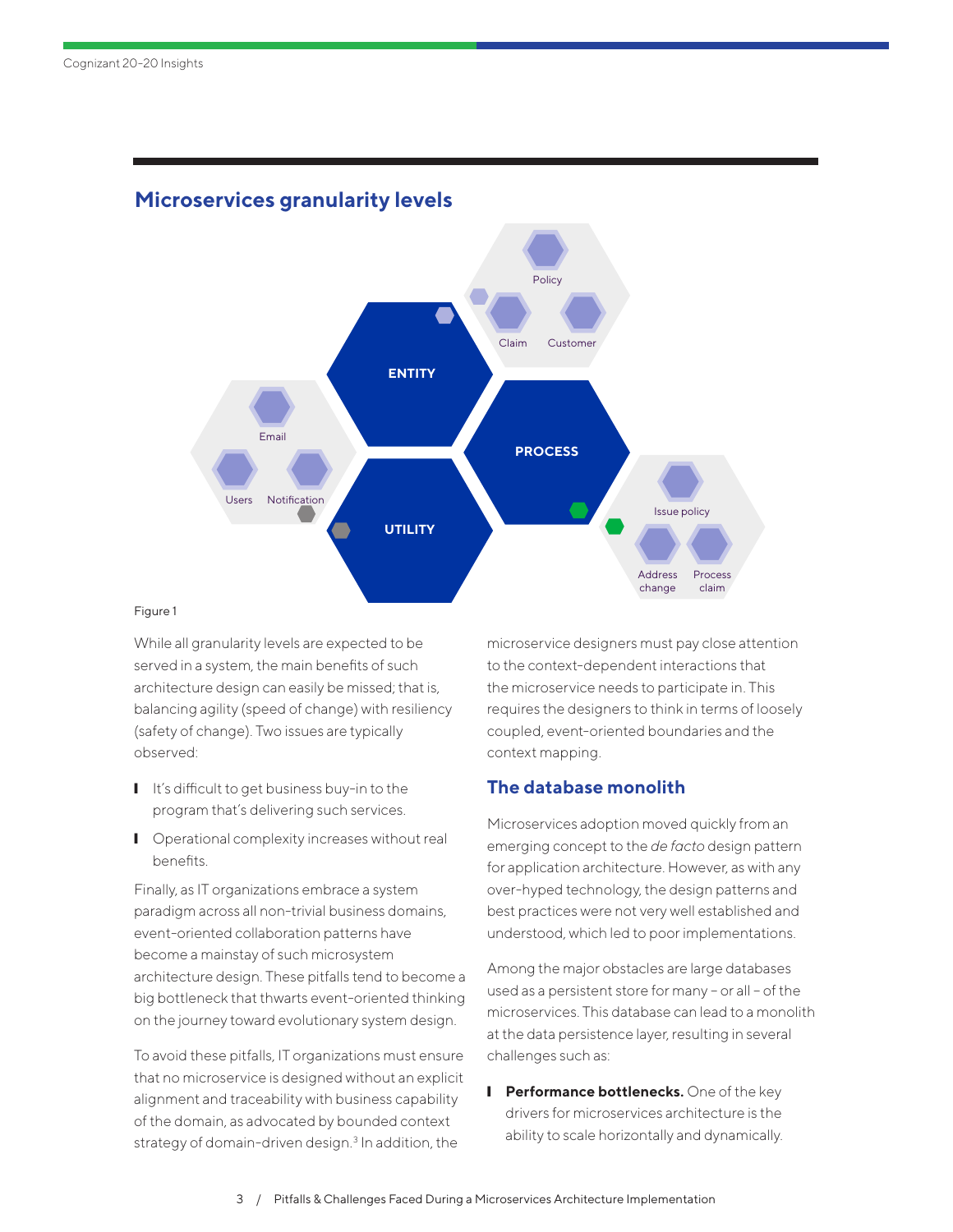## Microservices granularity levels

Figure 1

While all granularity levels are expected to be served in a system, the main benefits of such architecture design can easily be missed; that is, balancing agility (speed of change) with resiliency (safety of change). Two issues are typically observed:

- It's difficult to get business buy-in to the program that's delivering such services.
- Operational complexity increases without real benefits.

Finally, as IT organizations embrace a system paradigm across all non-trivial business domains, event-oriented collaboration patterns have become a mainstay of such microsystem architecture design. These pitfalls tend to become a big bottleneck that thwarts event-oriented thinking on the journey toward evolutionary system design.

To avoid these pitfalls, IT organizations must ensure that no microservice is designed without an explicit alignment and traceability with business capability of the domain, as advocated by bounded context strategy of domain-driven design.[3] In addition, the microservice designers must pay close attention to the context-dependent interactions that the microservice needs to participate in. This requires the designers to think in terms of loosely coupled, event-oriented boundaries and the context mapping.

## The database monolith

Microservices adoption moved quickly from an emerging concept to the *de facto* design pattern for application architecture. However, as with any over-hyped technology, the design patterns and best practices were not very well established and understood, which led to poor implementations.

Among the major obstacles are large databases used as a persistent store for many – or all – of the microservices. This database can lead to a monolith at the data persistence layer, resulting in several challenges such as:

- **Performance bottlenecks.** One of the key drivers for microservices architecture is the ability to scale horizontally and dynamically.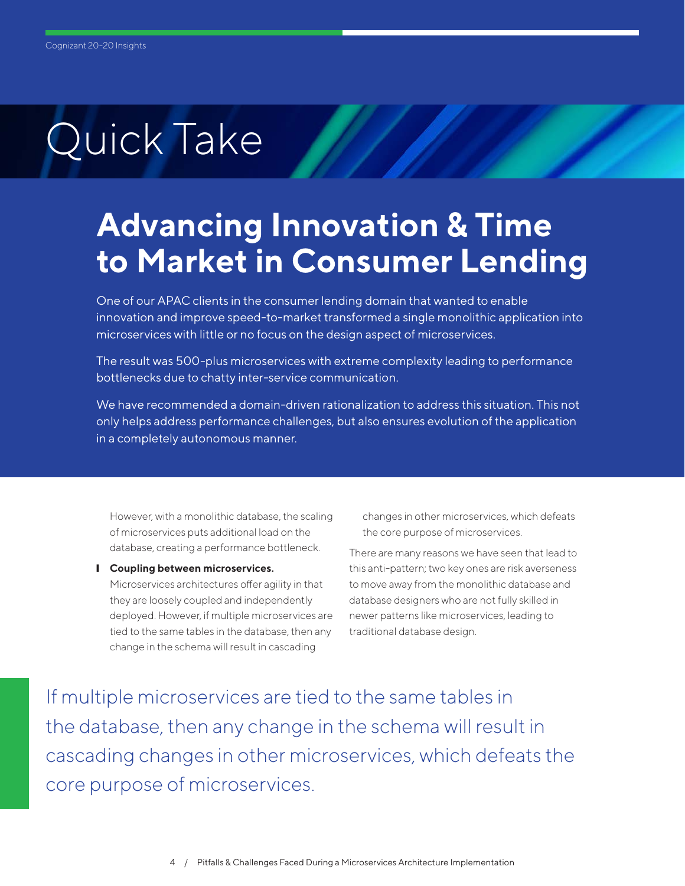# Quick Take

## Advancing Innovation & Time to Market in Consumer Lending

One of our APAC clients in the consumer lending domain that wanted to enable innovation and improve speed-to-market transformed a single monolithic application into microservices with little or no focus on the design aspect of microservices.

The result was 500-plus microservices with extreme complexity leading to performance bottlenecks due to chatty inter-service communication.

We have recommended a domain-driven rationalization to address this situation. This not only helps address performance challenges, but also ensures evolution of the application in a completely autonomous manner.

However, with a monolithic database, the scaling of microservices puts additional load on the database, creating a performance bottleneck.

- **Coupling between microservices.** Microservices architectures offer agility in that they are loosely coupled and independently deployed. However, if multiple microservices are tied to the same tables in the database, then any change in the schema will result in cascading changes in other microservices, which defeats the core purpose of microservices.

There are many reasons we have seen that lead to this anti-pattern; two key ones are risk averseness to move away from the monolithic database and database designers who are not fully skilled in newer patterns like microservices, leading to traditional database design.

> If multiple microservices are tied to the same tables in the database, then any change in the schema will result in cascading changes in other microservices, which defeats the core purpose of microservices.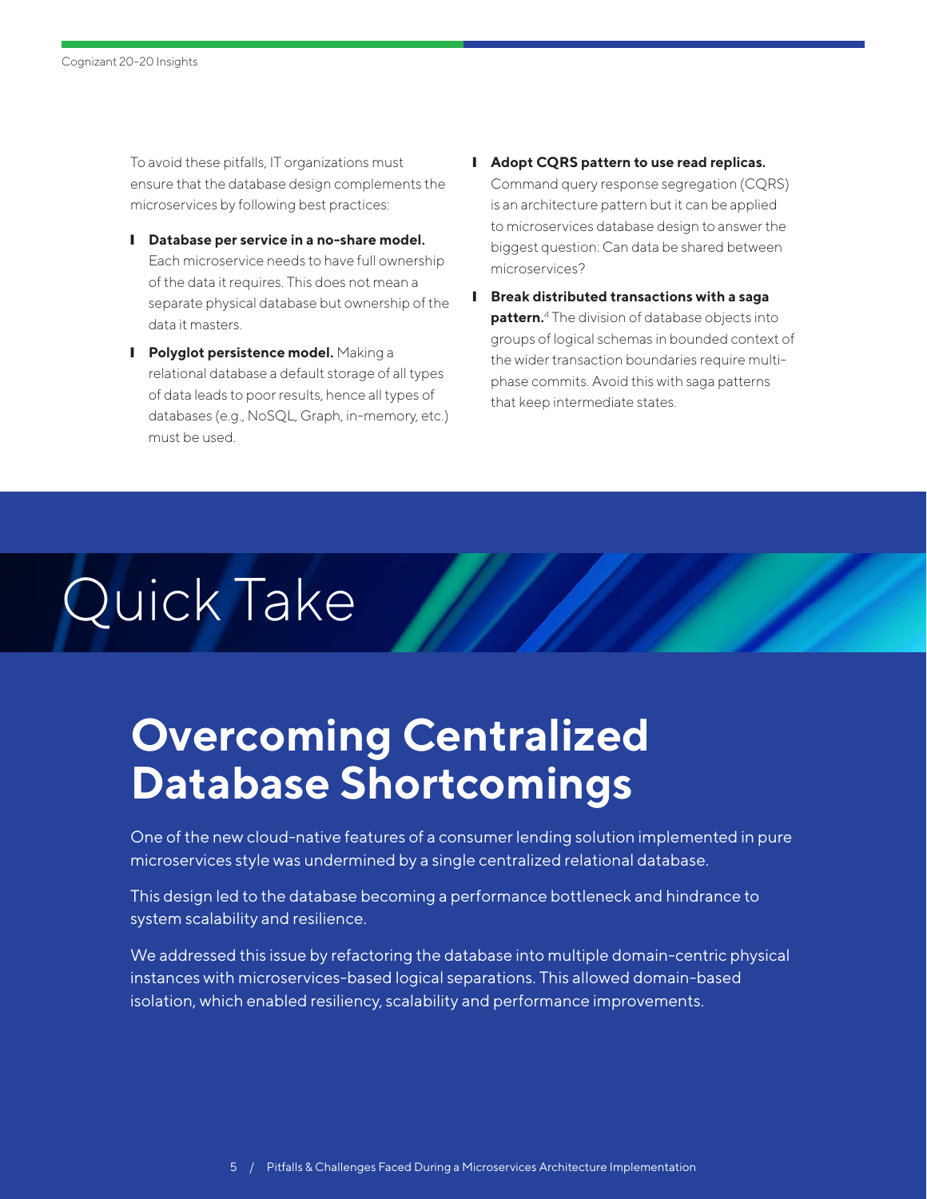To avoid these pitfalls, IT organizations must ensure that the database design complements the microservices by following best practices:

- **Database per service in a no-share model.** Each microservice needs to have full ownership of the data it requires. This does not mean a separate physical database but ownership of the data it masters.
- **Polyglot persistence model.** Making a relational database a default storage of all types of data leads to poor results, hence all types of databases (e.g., NoSQL, Graph, in-memory, etc.) must be used.
- **Adopt CQRS pattern to use read replicas.** Command query response segregation (CQRS) is an architecture pattern but it can be applied to microservices database design to answer the biggest question: Can data be shared between microservices?
- **Break distributed transactions with a saga pattern.**[4] The division of database objects into groups of logical schemas in bounded context of the wider transaction boundaries require multi-phase commits. Avoid this with saga patterns that keep intermediate states.

# Quick Take

## Overcoming Centralized Database Shortcomings

One of the new cloud-native features of a consumer lending solution implemented in pure microservices style was undermined by a single centralized relational database.

This design led to the database becoming a performance bottleneck and hindrance to system scalability and resilience.

We addressed this issue by refactoring the database into multiple domain-centric physical instances with microservices-based logical separations. This allowed domain-based isolation, which enabled resiliency, scalability and performance improvements.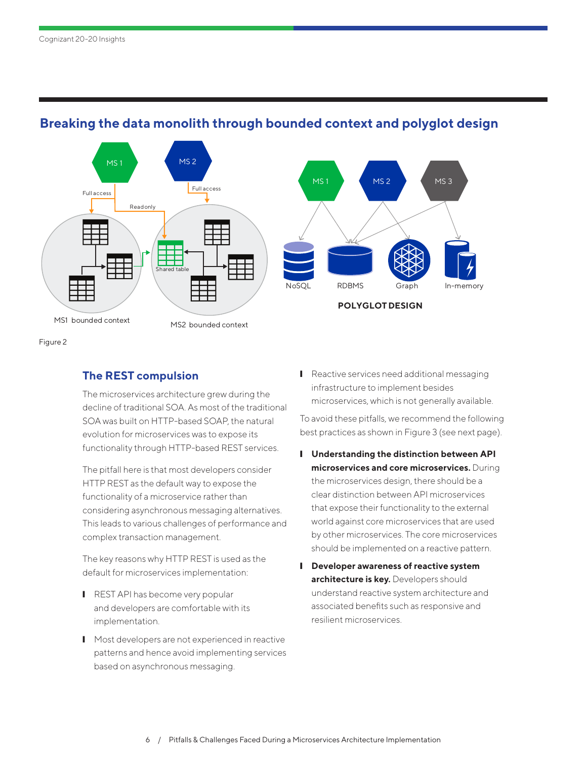## Breaking the data monolith through bounded context and polyglot design

MS 1 | MS 2 | Full access | Full access | Read only | Shared table | MS1 bounded context | MS2 bounded context

MS 1 | MS 2 | MS 3 | NoSQL | RDBMS | Graph | In-memory

**POLYGLOT DESIGN**

Figure 2

### The REST compulsion

The microservices architecture grew during the decline of traditional SOA. As most of the traditional SOA was built on HTTP-based SOAP, the natural evolution for microservices was to expose its functionality through HTTP-based REST services.

The pitfall here is that most developers consider HTTP REST as the default way to expose the functionality of a microservice rather than considering asynchronous messaging alternatives. This leads to various challenges of performance and complex transaction management.

The key reasons why HTTP REST is used as the default for microservices implementation:

- REST API has become very popular and developers are comfortable with its implementation.
- Most developers are not experienced in reactive patterns and hence avoid implementing services based on asynchronous messaging.
- Reactive services need additional messaging infrastructure to implement besides microservices, which is not generally available.

To avoid these pitfalls, we recommend the following best practices as shown in Figure 3 (see next page).

- **Understanding the distinction between API microservices and core microservices.** During the microservices design, there should be a clear distinction between API microservices that expose their functionality to the external world against core microservices that are used by other microservices. The core microservices should be implemented on a reactive pattern.
- **Developer awareness of reactive system architecture is key.** Developers should understand reactive system architecture and associated benefits such as responsive and resilient microservices.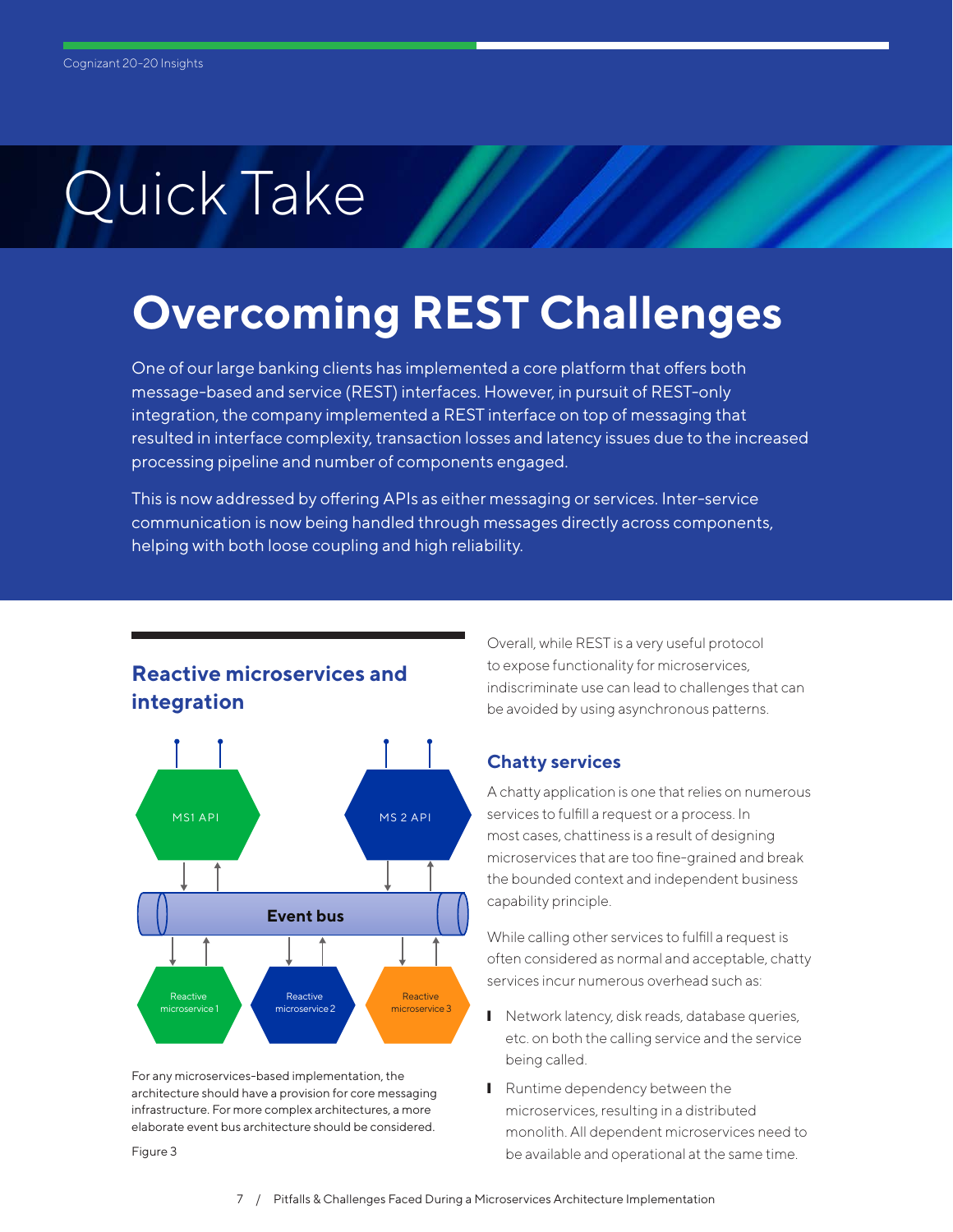# Quick Take

## Overcoming REST Challenges

One of our large banking clients has implemented a core platform that offers both message-based and service (REST) interfaces. However, in pursuit of REST-only integration, the company implemented a REST interface on top of messaging that resulted in interface complexity, transaction losses and latency issues due to the increased processing pipeline and number of components engaged.

This is now addressed by offering APIs as either messaging or services. Inter-service communication is now being handled through messages directly across components, helping with both loose coupling and high reliability.

### Reactive microservices and integration

MS1 API

MS 2 API

Event bus

Reactive microservice 1

Reactive microservice 2

Reactive microservice 3

For any microservices-based implementation, the architecture should have a provision for core messaging infrastructure. For more complex architectures, a more elaborate event bus architecture should be considered.

Figure 3

Overall, while REST is a very useful protocol to expose functionality for microservices, indiscriminate use can lead to challenges that can be avoided by using asynchronous patterns.

### Chatty services

A chatty application is one that relies on numerous services to fulfill a request or a process. In most cases, chattiness is a result of designing microservices that are too fine-grained and break the bounded context and independent business capability principle.

While calling other services to fulfill a request is often considered as normal and acceptable, chatty services incur numerous overhead such as:

- Network latency, disk reads, database queries, etc. on both the calling service and the service being called.
- Runtime dependency between the microservices, resulting in a distributed monolith. All dependent microservices need to be available and operational at the same time.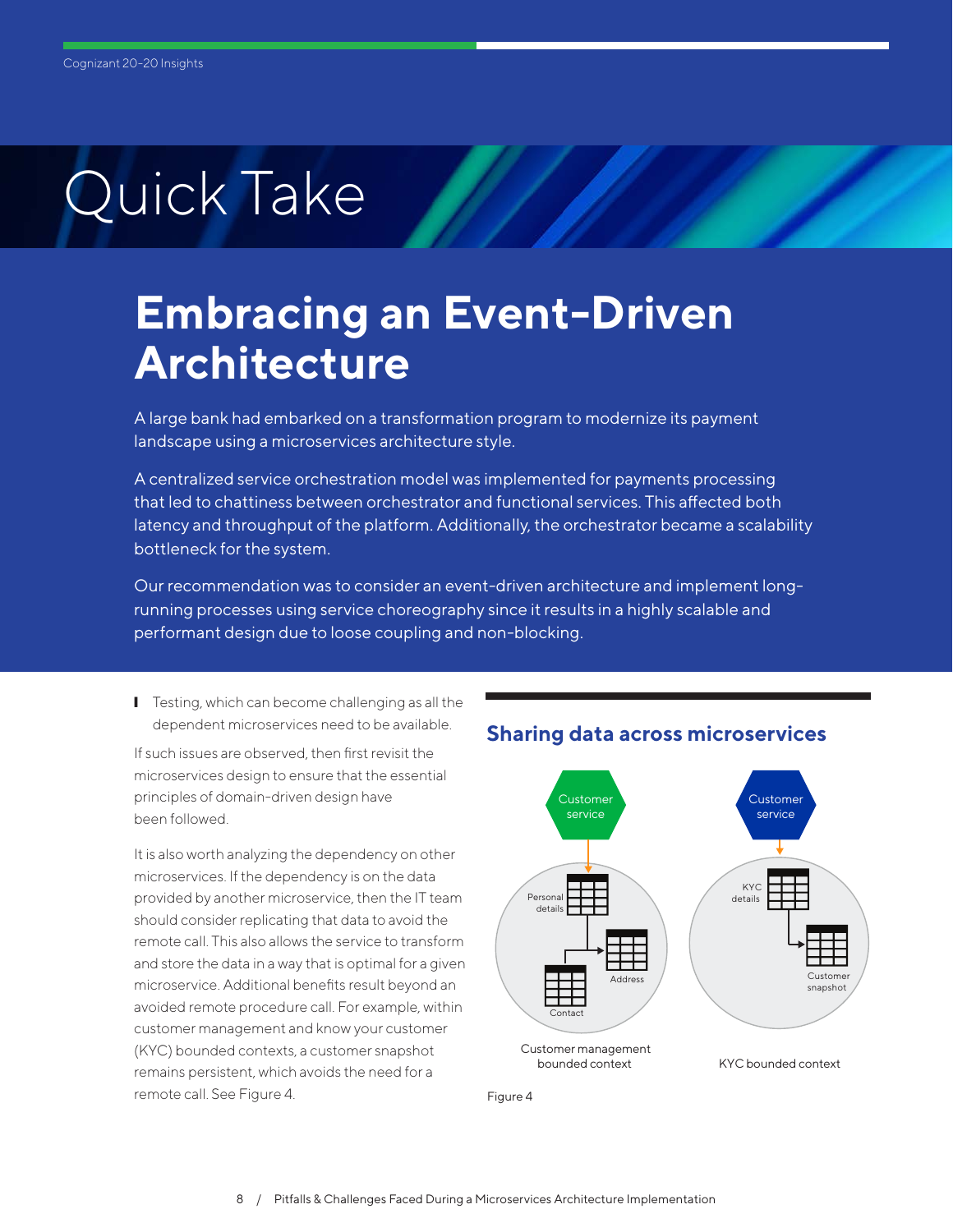# Quick Take

## Embracing an Event-Driven Architecture

A large bank had embarked on a transformation program to modernize its payment landscape using a microservices architecture style.

A centralized service orchestration model was implemented for payments processing that led to chattiness between orchestrator and functional services. This affected both latency and throughput of the platform. Additionally, the orchestrator became a scalability bottleneck for the system.

Our recommendation was to consider an event-driven architecture and implement long-running processes using service choreography since it results in a highly scalable and performant design due to loose coupling and non-blocking.

- Testing, which can become challenging as all the dependent microservices need to be available.

If such issues are observed, then first revisit the microservices design to ensure that the essential principles of domain-driven design have been followed.

It is also worth analyzing the dependency on other microservices. If the dependency is on the data provided by another microservice, then the IT team should consider replicating that data to avoid the remote call. This also allows the service to transform and store the data in a way that is optimal for a given microservice. Additional benefits result beyond an avoided remote procedure call. For example, within customer management and know your customer (KYC) bounded contexts, a customer snapshot remains persistent, which avoids the need for a remote call. See Figure 4.

### Sharing data across microservices

Customer service → Personal details, Address, Contact — Customer management bounded context

Customer service → KYC details, Customer snapshot — KYC bounded context

Figure 4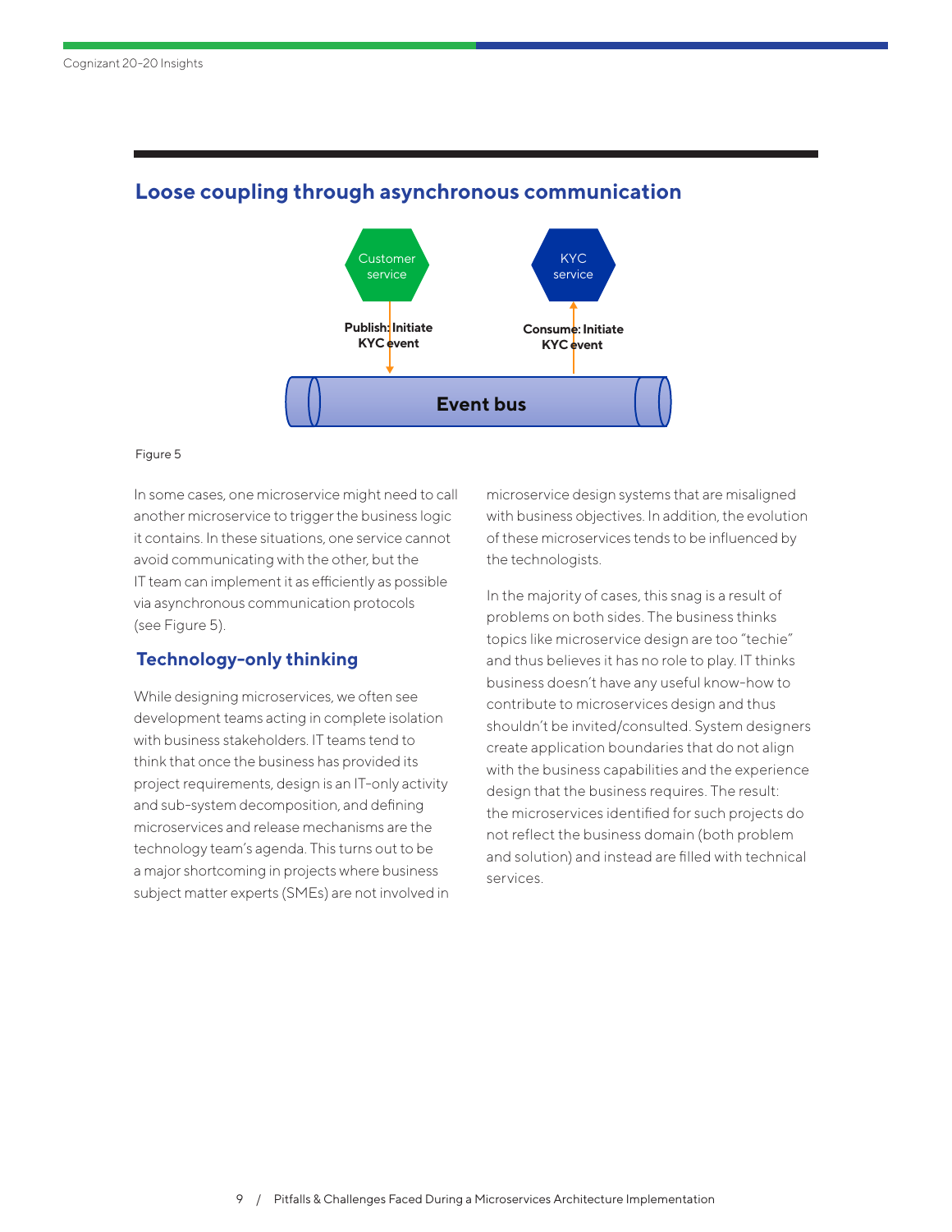## Loose coupling through asynchronous communication

Customer service

Publish: Initiate KYC event

KYC service

Consume: Initiate KYC event

Event bus

Figure 5

In some cases, one microservice might need to call another microservice to trigger the business logic it contains. In these situations, one service cannot avoid communicating with the other, but the IT team can implement it as efficiently as possible via asynchronous communication protocols (see Figure 5).

## Technology-only thinking

While designing microservices, we often see development teams acting in complete isolation with business stakeholders. IT teams tend to think that once the business has provided its project requirements, design is an IT-only activity and sub-system decomposition, and defining microservices and release mechanisms are the technology team's agenda. This turns out to be a major shortcoming in projects where business subject matter experts (SMEs) are not involved in microservice design systems that are misaligned with business objectives. In addition, the evolution of these microservices tends to be influenced by the technologists.

In the majority of cases, this snag is a result of problems on both sides. The business thinks topics like microservice design are too "techie" and thus believes it has no role to play. IT thinks business doesn't have any useful know-how to contribute to microservices design and thus shouldn't be invited/consulted. System designers create application boundaries that do not align with the business capabilities and the experience design that the business requires. The result: the microservices identified for such projects do not reflect the business domain (both problem and solution) and instead are filled with technical services.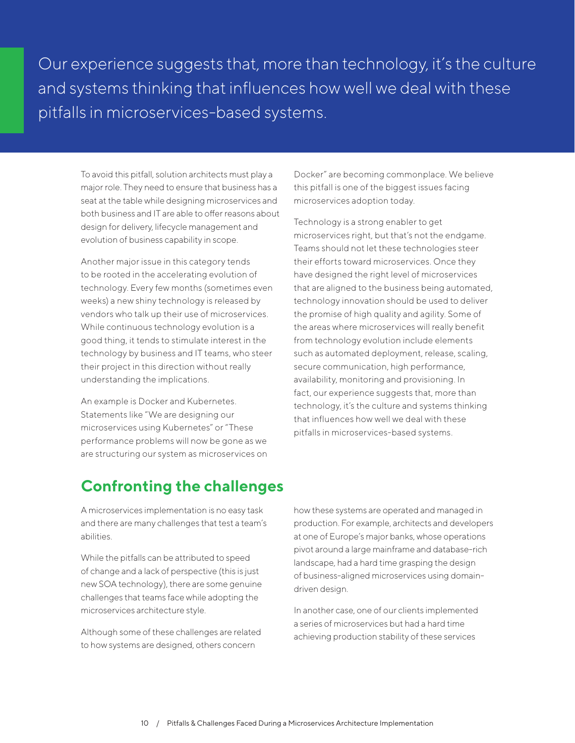> Our experience suggests that, more than technology, it's the culture and systems thinking that influences how well we deal with these pitfalls in microservices-based systems.

To avoid this pitfall, solution architects must play a major role. They need to ensure that business has a seat at the table while designing microservices and both business and IT are able to offer reasons about design for delivery, lifecycle management and evolution of business capability in scope.

Another major issue in this category tends to be rooted in the accelerating evolution of technology. Every few months (sometimes even weeks) a new shiny technology is released by vendors who talk up their use of microservices. While continuous technology evolution is a good thing, it tends to stimulate interest in the technology by business and IT teams, who steer their project in this direction without really understanding the implications.

An example is Docker and Kubernetes. Statements like "We are designing our microservices using Kubernetes" or "These performance problems will now be gone as we are structuring our system as microservices on Docker" are becoming commonplace. We believe this pitfall is one of the biggest issues facing microservices adoption today.

Technology is a strong enabler to get microservices right, but that's not the endgame. Teams should not let these technologies steer their efforts toward microservices. Once they have designed the right level of microservices that are aligned to the business being automated, technology innovation should be used to deliver the promise of high quality and agility. Some of the areas where microservices will really benefit from technology evolution include elements such as automated deployment, release, scaling, secure communication, high performance, availability, monitoring and provisioning. In fact, our experience suggests that, more than technology, it's the culture and systems thinking that influences how well we deal with these pitfalls in microservices-based systems.

## Confronting the challenges

A microservices implementation is no easy task and there are many challenges that test a team's abilities.

While the pitfalls can be attributed to speed of change and a lack of perspective (this is just new SOA technology), there are some genuine challenges that teams face while adopting the microservices architecture style.

Although some of these challenges are related to how systems are designed, others concern how these systems are operated and managed in production. For example, architects and developers at one of Europe's major banks, whose operations pivot around a large mainframe and database-rich landscape, had a hard time grasping the design of business-aligned microservices using domain-driven design.

In another case, one of our clients implemented a series of microservices but had a hard time achieving production stability of these services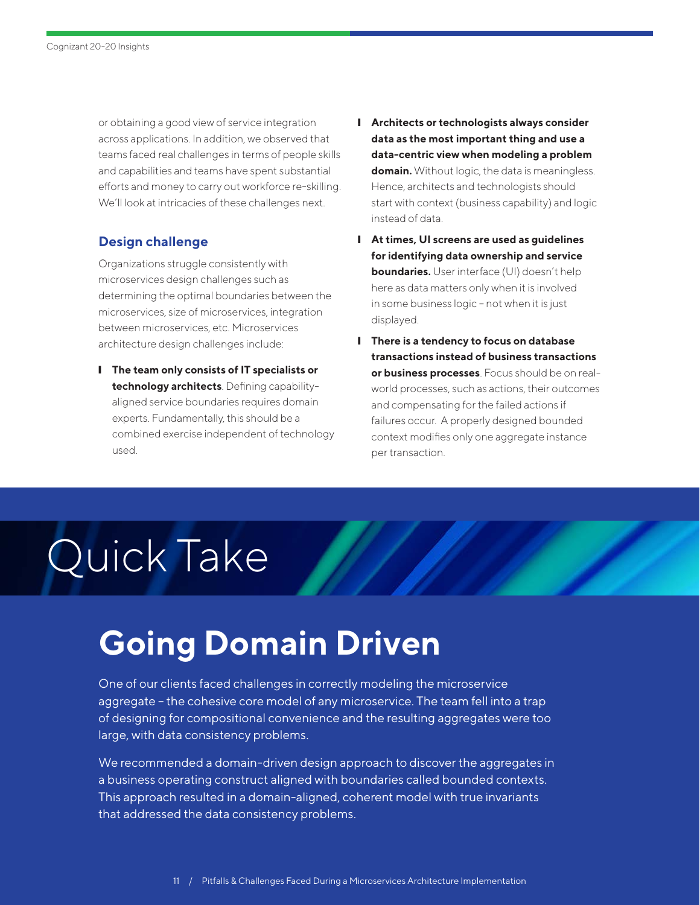or obtaining a good view of service integration across applications. In addition, we observed that teams faced real challenges in terms of people skills and capabilities and teams have spent substantial efforts and money to carry out workforce re-skilling. We'll look at intricacies of these challenges next.

### Design challenge

Organizations struggle consistently with microservices design challenges such as determining the optimal boundaries between the microservices, size of microservices, integration between microservices, etc. Microservices architecture design challenges include:

- **The team only consists of IT specialists or technology architects**. Defining capability-aligned service boundaries requires domain experts. Fundamentally, this should be a combined exercise independent of technology used.
- **Architects or technologists always consider data as the most important thing and use a data-centric view when modeling a problem domain.** Without logic, the data is meaningless. Hence, architects and technologists should start with context (business capability) and logic instead of data.
- **At times, UI screens are used as guidelines for identifying data ownership and service boundaries.** User interface (UI) doesn't help here as data matters only when it is involved in some business logic – not when it is just displayed.
- **There is a tendency to focus on database transactions instead of business transactions or business processes**. Focus should be on real-world processes, such as actions, their outcomes and compensating for the failed actions if failures occur. A properly designed bounded context modifies only one aggregate instance per transaction.

## Quick Take

## Going Domain Driven

One of our clients faced challenges in correctly modeling the microservice aggregate – the cohesive core model of any microservice. The team fell into a trap of designing for compositional convenience and the resulting aggregates were too large, with data consistency problems.

We recommended a domain-driven design approach to discover the aggregates in a business operating construct aligned with boundaries called bounded contexts. This approach resulted in a domain-aligned, coherent model with true invariants that addressed the data consistency problems.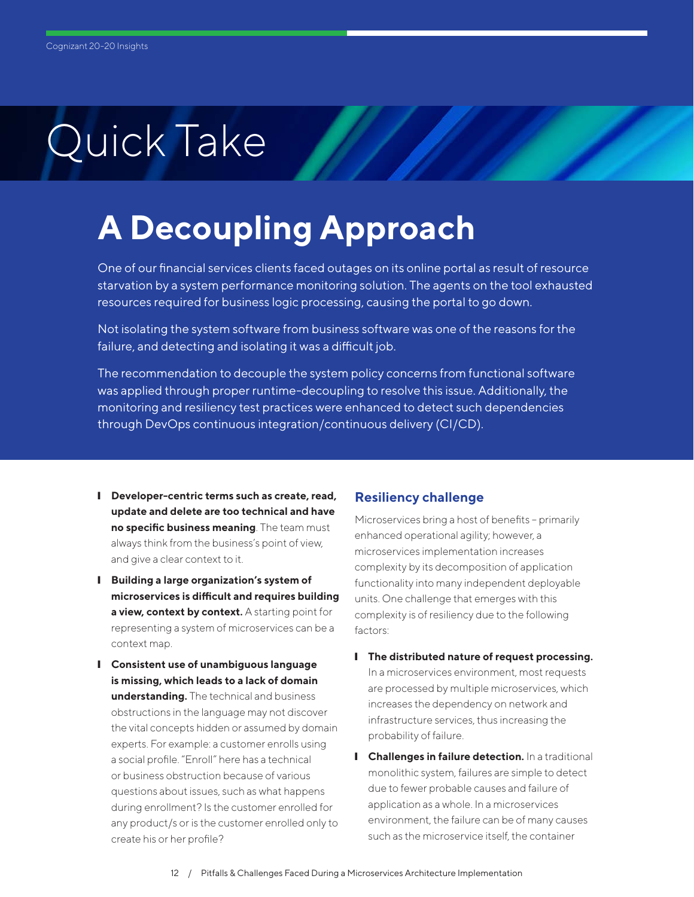# Quick Take

## A Decoupling Approach

One of our financial services clients faced outages on its online portal as result of resource starvation by a system performance monitoring solution. The agents on the tool exhausted resources required for business logic processing, causing the portal to go down.

Not isolating the system software from business software was one of the reasons for the failure, and detecting and isolating it was a difficult job.

The recommendation to decouple the system policy concerns from functional software was applied through proper runtime-decoupling to resolve this issue. Additionally, the monitoring and resiliency test practices were enhanced to detect such dependencies through DevOps continuous integration/continuous delivery (CI/CD).

- **Developer-centric terms such as create, read, update and delete are too technical and have no specific business meaning**. The team must always think from the business's point of view, and give a clear context to it.
- **Building a large organization's system of microservices is difficult and requires building a view, context by context.** A starting point for representing a system of microservices can be a context map.
- **Consistent use of unambiguous language is missing, which leads to a lack of domain understanding.** The technical and business obstructions in the language may not discover the vital concepts hidden or assumed by domain experts. For example: a customer enrolls using a social profile. "Enroll" here has a technical or business obstruction because of various questions about issues, such as what happens during enrollment? Is the customer enrolled for any product/s or is the customer enrolled only to create his or her profile?

### Resiliency challenge

Microservices bring a host of benefits – primarily enhanced operational agility; however, a microservices implementation increases complexity by its decomposition of application functionality into many independent deployable units. One challenge that emerges with this complexity is of resiliency due to the following factors:

- **The distributed nature of request processing.** In a microservices environment, most requests are processed by multiple microservices, which increases the dependency on network and infrastructure services, thus increasing the probability of failure.
- **Challenges in failure detection.** In a traditional monolithic system, failures are simple to detect due to fewer probable causes and failure of application as a whole. In a microservices environment, the failure can be of many causes such as the microservice itself, the container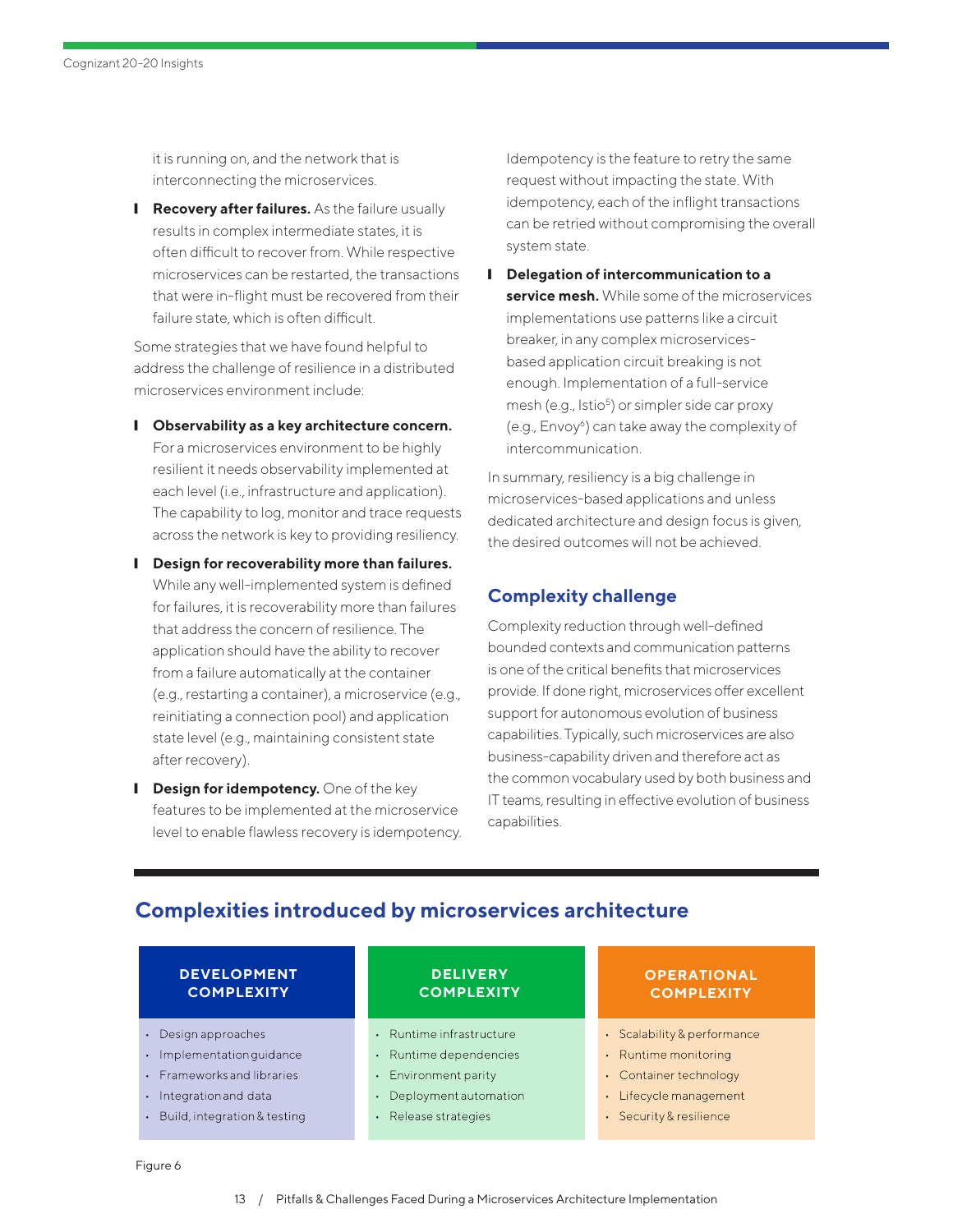it is running on, and the network that is interconnecting the microservices.

- **Recovery after failures.** As the failure usually results in complex intermediate states, it is often difficult to recover from. While respective microservices can be restarted, the transactions that were in-flight must be recovered from their failure state, which is often difficult.

Some strategies that we have found helpful to address the challenge of resilience in a distributed microservices environment include:

- **Observability as a key architecture concern.** For a microservices environment to be highly resilient it needs observability implemented at each level (i.e., infrastructure and application). The capability to log, monitor and trace requests across the network is key to providing resiliency.
- **Design for recoverability more than failures.** While any well-implemented system is defined for failures, it is recoverability more than failures that address the concern of resilience. The application should have the ability to recover from a failure automatically at the container (e.g., restarting a container), a microservice (e.g., reinitiating a connection pool) and application state level (e.g., maintaining consistent state after recovery).
- **Design for idempotency.** One of the key features to be implemented at the microservice level to enable flawless recovery is idempotency. Idempotency is the feature to retry the same request without impacting the state. With idempotency, each of the inflight transactions can be retried without compromising the overall system state.
- **Delegation of intercommunication to a service mesh.** While some of the microservices implementations use patterns like a circuit breaker, in any complex microservices-based application circuit breaking is not enough. Implementation of a full-service mesh (e.g., Istio[5]) or simpler side car proxy (e.g., Envoy[6]) can take away the complexity of intercommunication.

In summary, resiliency is a big challenge in microservices-based applications and unless dedicated architecture and design focus is given, the desired outcomes will not be achieved.

## Complexity challenge

Complexity reduction through well-defined bounded contexts and communication patterns is one of the critical benefits that microservices provide. If done right, microservices offer excellent support for autonomous evolution of business capabilities. Typically, such microservices are also business-capability driven and therefore act as the common vocabulary used by both business and IT teams, resulting in effective evolution of business capabilities.

### Complexities introduced by microservices architecture

| DEVELOPMENT COMPLEXITY | DELIVERY COMPLEXITY | OPERATIONAL COMPLEXITY |
|---|---|---|
| • Design approaches | • Runtime infrastructure | • Scalability & performance |
| • Implementation guidance | • Runtime dependencies | • Runtime monitoring |
| • Frameworks and libraries | • Environment parity | • Container technology |
| • Integration and data | • Deployment automation | • Lifecycle management |
| • Build, integration & testing | • Release strategies | • Security & resilience |

Figure 6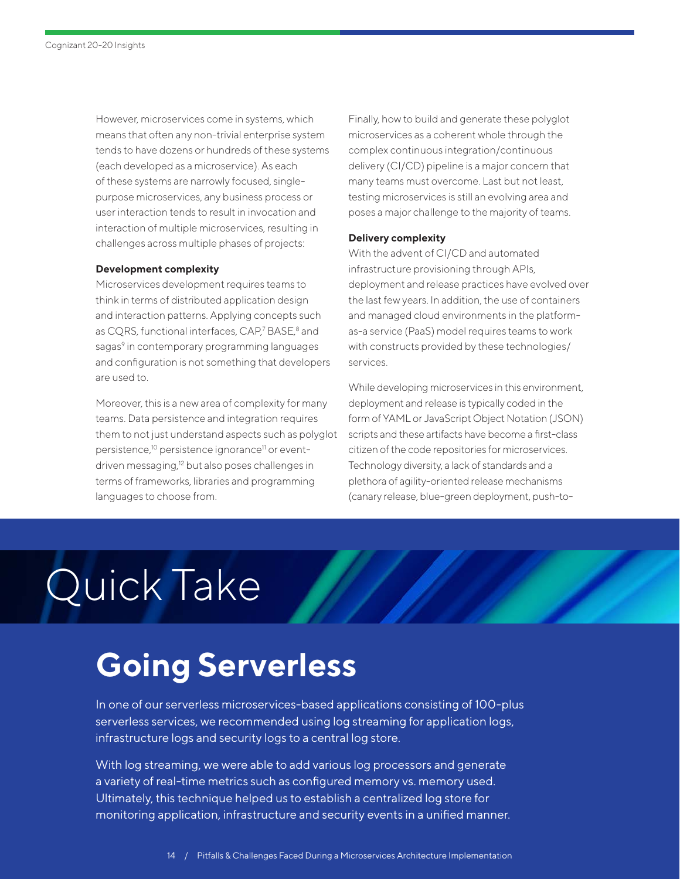However, microservices come in systems, which means that often any non-trivial enterprise system tends to have dozens or hundreds of these systems (each developed as a microservice). As each of these systems are narrowly focused, single-purpose microservices, any business process or user interaction tends to result in invocation and interaction of multiple microservices, resulting in challenges across multiple phases of projects:

**Development complexity**

Microservices development requires teams to think in terms of distributed application design and interaction patterns. Applying concepts such as CQRS, functional interfaces, CAP,[7] BASE,[8] and sagas[9] in contemporary programming languages and configuration is not something that developers are used to.

Moreover, this is a new area of complexity for many teams. Data persistence and integration requires them to not just understand aspects such as polyglot persistence,[10] persistence ignorance[11] or event-driven messaging,[12] but also poses challenges in terms of frameworks, libraries and programming languages to choose from.

Finally, how to build and generate these polyglot microservices as a coherent whole through the complex continuous integration/continuous delivery (CI/CD) pipeline is a major concern that many teams must overcome. Last but not least, testing microservices is still an evolving area and poses a major challenge to the majority of teams.

**Delivery complexity**

With the advent of CI/CD and automated infrastructure provisioning through APIs, deployment and release practices have evolved over the last few years. In addition, the use of containers and managed cloud environments in the platform-as-a service (PaaS) model requires teams to work with constructs provided by these technologies/services.

While developing microservices in this environment, deployment and release is typically coded in the form of YAML or JavaScript Object Notation (JSON) scripts and these artifacts have become a first-class citizen of the code repositories for microservices. Technology diversity, a lack of standards and a plethora of agility-oriented release mechanisms (canary release, blue-green deployment, push-to-

# Quick Take

## Going Serverless

In one of our serverless microservices-based applications consisting of 100-plus serverless services, we recommended using log streaming for application logs, infrastructure logs and security logs to a central log store.

With log streaming, we were able to add various log processors and generate a variety of real-time metrics such as configured memory vs. memory used. Ultimately, this technique helped us to establish a centralized log store for monitoring application, infrastructure and security events in a unified manner.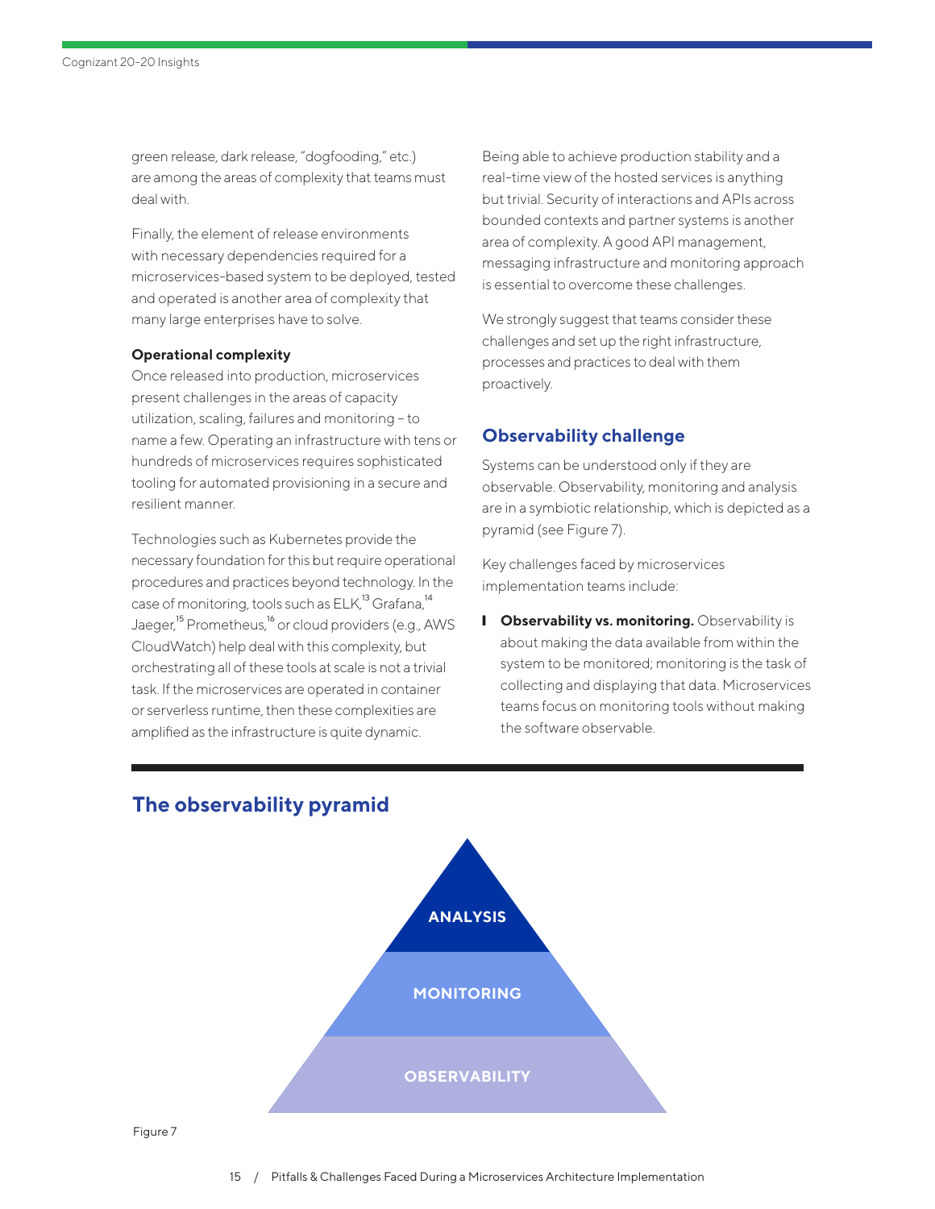green release, dark release, "dogfooding," etc.) are among the areas of complexity that teams must deal with.

Finally, the element of release environments with necessary dependencies required for a microservices-based system to be deployed, tested and operated is another area of complexity that many large enterprises have to solve.

**Operational complexity**

Once released into production, microservices present challenges in the areas of capacity utilization, scaling, failures and monitoring – to name a few. Operating an infrastructure with tens or hundreds of microservices requires sophisticated tooling for automated provisioning in a secure and resilient manner.

Technologies such as Kubernetes provide the necessary foundation for this but require operational procedures and practices beyond technology. In the case of monitoring, tools such as ELK,[13] Grafana,[14] Jaeger,[15] Prometheus,[16] or cloud providers (e.g., AWS CloudWatch) help deal with this complexity, but orchestrating all of these tools at scale is not a trivial task. If the microservices are operated in container or serverless runtime, then these complexities are amplified as the infrastructure is quite dynamic.

Being able to achieve production stability and a real-time view of the hosted services is anything but trivial. Security of interactions and APIs across bounded contexts and partner systems is another area of complexity. A good API management, messaging infrastructure and monitoring approach is essential to overcome these challenges.

We strongly suggest that teams consider these challenges and set up the right infrastructure, processes and practices to deal with them proactively.

## Observability challenge

Systems can be understood only if they are observable. Observability, monitoring and analysis are in a symbiotic relationship, which is depicted as a pyramid (see Figure 7).

Key challenges faced by microservices implementation teams include:

- **Observability vs. monitoring.** Observability is about making the data available from within the system to be monitored; monitoring is the task of collecting and displaying that data. Microservices teams focus on monitoring tools without making the software observable.

## The observability pyramid

ANALYSIS

MONITORING

OBSERVABILITY

Figure 7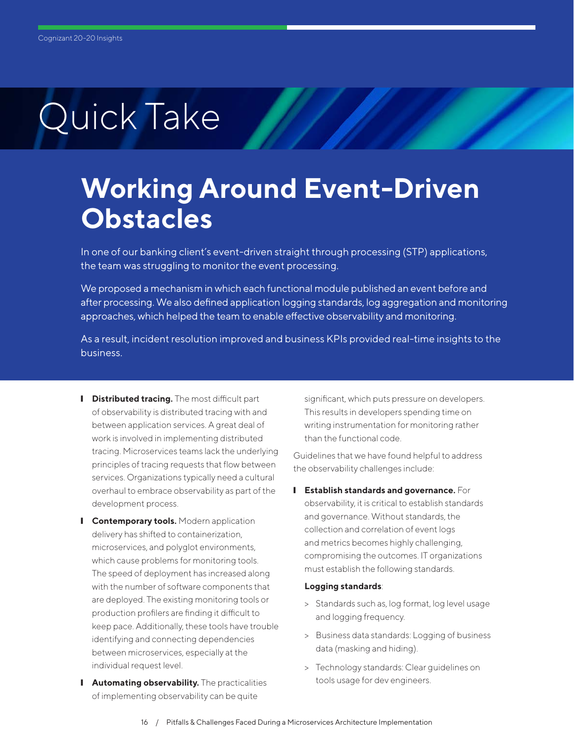## Quick Take

# Working Around Event-Driven Obstacles

In one of our banking client's event-driven straight through processing (STP) applications, the team was struggling to monitor the event processing.

We proposed a mechanism in which each functional module published an event before and after processing. We also defined application logging standards, log aggregation and monitoring approaches, which helped the team to enable effective observability and monitoring.

As a result, incident resolution improved and business KPIs provided real-time insights to the business.

- **Distributed tracing.** The most difficult part of observability is distributed tracing with and between application services. A great deal of work is involved in implementing distributed tracing. Microservices teams lack the underlying principles of tracing requests that flow between services. Organizations typically need a cultural overhaul to embrace observability as part of the development process.
- **Contemporary tools.** Modern application delivery has shifted to containerization, microservices, and polyglot environments, which cause problems for monitoring tools. The speed of deployment has increased along with the number of software components that are deployed. The existing monitoring tools or production profilers are finding it difficult to keep pace. Additionally, these tools have trouble identifying and connecting dependencies between microservices, especially at the individual request level.
- **Automating observability.** The practicalities of implementing observability can be quite significant, which puts pressure on developers. This results in developers spending time on writing instrumentation for monitoring rather than the functional code.

Guidelines that we have found helpful to address the observability challenges include:

- **Establish standards and governance.** For observability, it is critical to establish standards and governance. Without standards, the collection and correlation of event logs and metrics becomes highly challenging, compromising the outcomes. IT organizations must establish the following standards.

  **Logging standards**:

  > Standards such as, log format, log level usage and logging frequency.

  > Business data standards: Logging of business data (masking and hiding).

  > Technology standards: Clear guidelines on tools usage for dev engineers.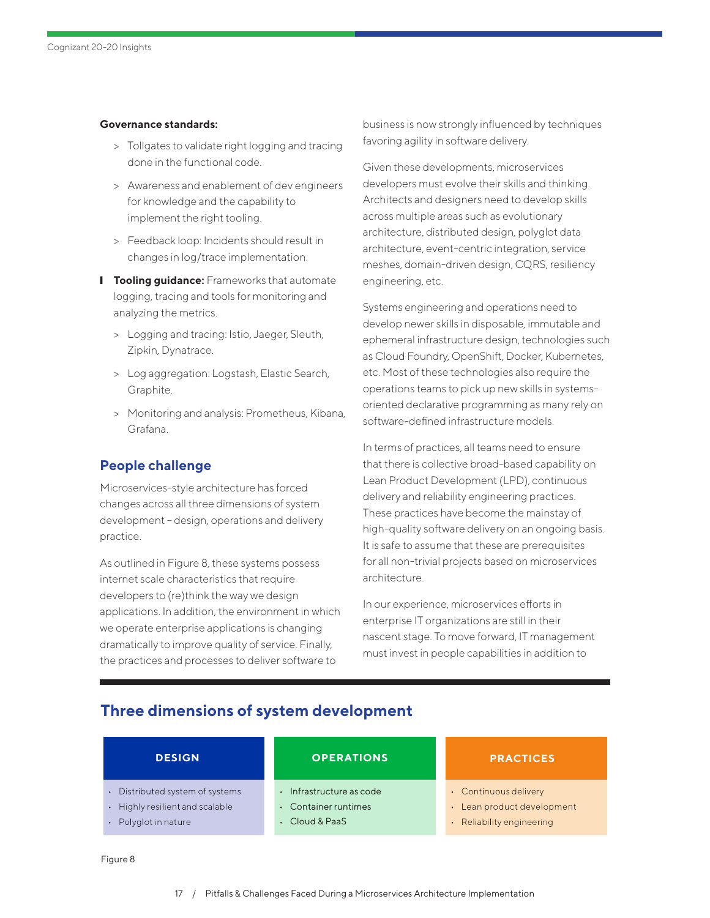**Governance standards:**

- Tollgates to validate right logging and tracing done in the functional code.
- Awareness and enablement of dev engineers for knowledge and the capability to implement the right tooling.
- Feedback loop: Incidents should result in changes in log/trace implementation.

- **Tooling guidance:** Frameworks that automate logging, tracing and tools for monitoring and analyzing the metrics.
  - Logging and tracing: Istio, Jaeger, Sleuth, Zipkin, Dynatrace.
  - Log aggregation: Logstash, Elastic Search, Graphite.
  - Monitoring and analysis: Prometheus, Kibana, Grafana.

## People challenge

Microservices-style architecture has forced changes across all three dimensions of system development – design, operations and delivery practice.

As outlined in Figure 8, these systems possess internet scale characteristics that require developers to (re)think the way we design applications. In addition, the environment in which we operate enterprise applications is changing dramatically to improve quality of service. Finally, the practices and processes to deliver software to business is now strongly influenced by techniques favoring agility in software delivery.

Given these developments, microservices developers must evolve their skills and thinking. Architects and designers need to develop skills across multiple areas such as evolutionary architecture, distributed design, polyglot data architecture, event-centric integration, service meshes, domain-driven design, CQRS, resiliency engineering, etc.

Systems engineering and operations need to develop newer skills in disposable, immutable and ephemeral infrastructure design, technologies such as Cloud Foundry, OpenShift, Docker, Kubernetes, etc. Most of these technologies also require the operations teams to pick up new skills in systems-oriented declarative programming as many rely on software-defined infrastructure models.

In terms of practices, all teams need to ensure that there is collective broad-based capability on Lean Product Development (LPD), continuous delivery and reliability engineering practices. These practices have become the mainstay of high-quality software delivery on an ongoing basis. It is safe to assume that these are prerequisites for all non-trivial projects based on microservices architecture.

In our experience, microservices efforts in enterprise IT organizations are still in their nascent stage. To move forward, IT management must invest in people capabilities in addition to

## Three dimensions of system development

| DESIGN | OPERATIONS | PRACTICES |
|---|---|---|
| • Distributed system of systems<br>• Highly resilient and scalable<br>• Polyglot in nature | • Infrastructure as code<br>• Container runtimes<br>• Cloud & PaaS | • Continuous delivery<br>• Lean product development<br>• Reliability engineering |

Figure 8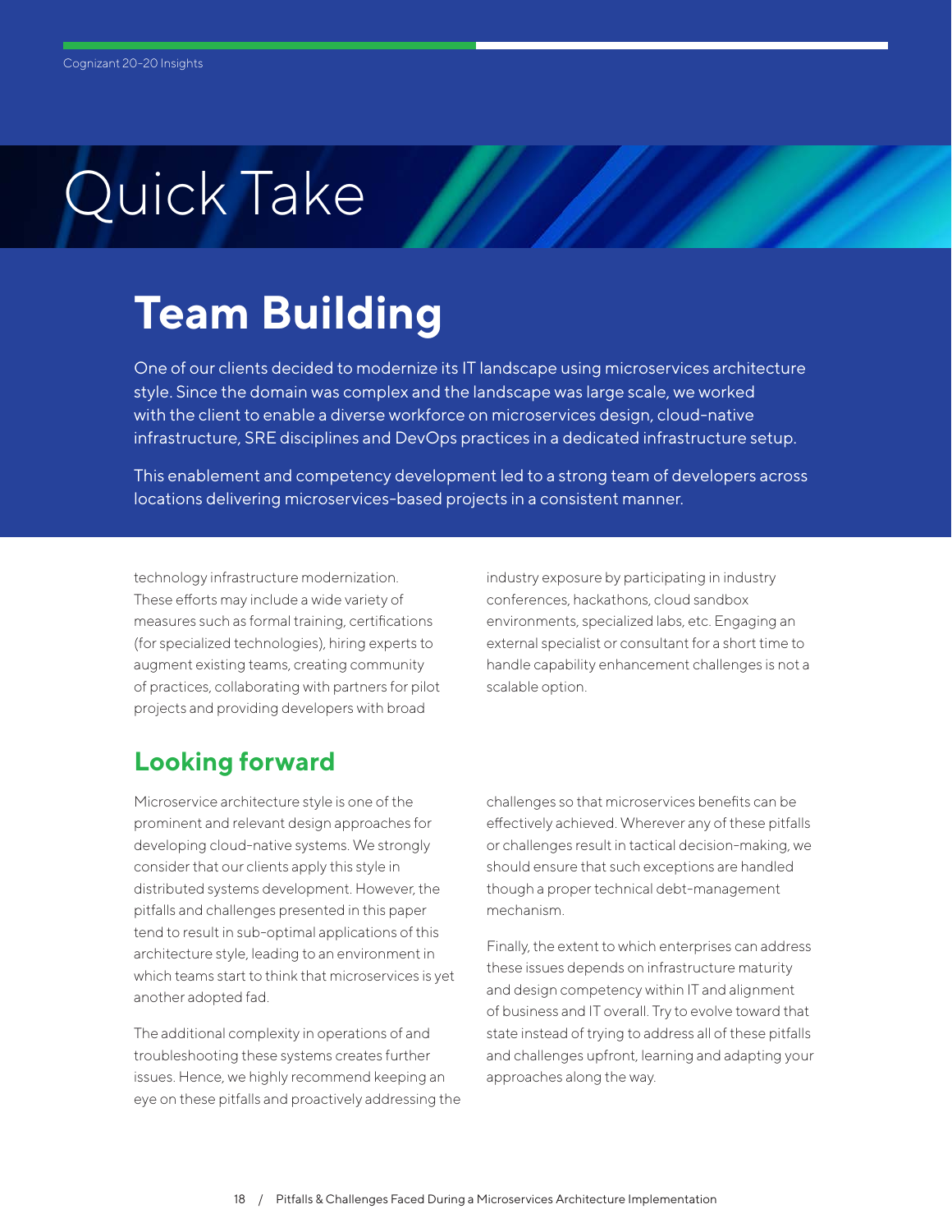# Quick Take

## Team Building

One of our clients decided to modernize its IT landscape using microservices architecture style. Since the domain was complex and the landscape was large scale, we worked with the client to enable a diverse workforce on microservices design, cloud-native infrastructure, SRE disciplines and DevOps practices in a dedicated infrastructure setup.

This enablement and competency development led to a strong team of developers across locations delivering microservices-based projects in a consistent manner.

technology infrastructure modernization. These efforts may include a wide variety of measures such as formal training, certifications (for specialized technologies), hiring experts to augment existing teams, creating community of practices, collaborating with partners for pilot projects and providing developers with broad industry exposure by participating in industry conferences, hackathons, cloud sandbox environments, specialized labs, etc. Engaging an external specialist or consultant for a short time to handle capability enhancement challenges is not a scalable option.

## Looking forward

Microservice architecture style is one of the prominent and relevant design approaches for developing cloud-native systems. We strongly consider that our clients apply this style in distributed systems development. However, the pitfalls and challenges presented in this paper tend to result in sub-optimal applications of this architecture style, leading to an environment in which teams start to think that microservices is yet another adopted fad.

The additional complexity in operations of and troubleshooting these systems creates further issues. Hence, we highly recommend keeping an eye on these pitfalls and proactively addressing the challenges so that microservices benefits can be effectively achieved. Wherever any of these pitfalls or challenges result in tactical decision-making, we should ensure that such exceptions are handled though a proper technical debt-management mechanism.

Finally, the extent to which enterprises can address these issues depends on infrastructure maturity and design competency within IT and alignment of business and IT overall. Try to evolve toward that state instead of trying to address all of these pitfalls and challenges upfront, learning and adapting your approaches along the way.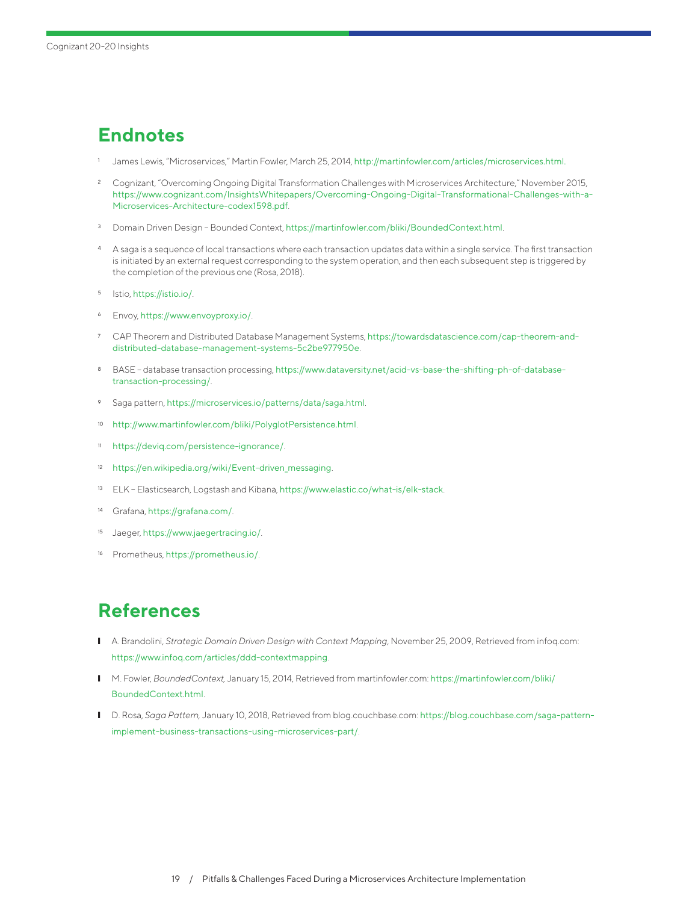## Endnotes

[1] James Lewis, "Microservices," Martin Fowler, March 25, 2014, http://martinfowler.com/articles/microservices.html.

[2] Cognizant, "Overcoming Ongoing Digital Transformation Challenges with Microservices Architecture," November 2015, https://www.cognizant.com/InsightsWhitepapers/Overcoming-Ongoing-Digital-Transformational-Challenges-with-a-Microservices-Architecture-codex1598.pdf.

[3] Domain Driven Design – Bounded Context, https://martinfowler.com/bliki/BoundedContext.html.

[4] A saga is a sequence of local transactions where each transaction updates data within a single service. The first transaction is initiated by an external request corresponding to the system operation, and then each subsequent step is triggered by the completion of the previous one (Rosa, 2018).

[5] Istio, https://istio.io/.

[6] Envoy, https://www.envoyproxy.io/.

[7] CAP Theorem and Distributed Database Management Systems, https://towardsdatascience.com/cap-theorem-and-distributed-database-management-systems-5c2be977950e.

[8] BASE – database transaction processing, https://www.dataversity.net/acid-vs-base-the-shifting-ph-of-database-transaction-processing/.

[9] Saga pattern, https://microservices.io/patterns/data/saga.html.

[10] http://www.martinfowler.com/bliki/PolyglotPersistence.html.

[11] https://deviq.com/persistence-ignorance/.

[12] https://en.wikipedia.org/wiki/Event-driven_messaging.

[13] ELK – Elasticsearch, Logstash and Kibana, https://www.elastic.co/what-is/elk-stack.

[14] Grafana, https://grafana.com/.

[15] Jaeger, https://www.jaegertracing.io/.

[16] Prometheus, https://prometheus.io/.

## References

- A. Brandolini, *Strategic Domain Driven Design with Context Mapping*, November 25, 2009, Retrieved from infoq.com: https://www.infoq.com/articles/ddd-contextmapping.
- M. Fowler, *BoundedContext,* January 15, 2014, Retrieved from martinfowler.com: https://martinfowler.com/bliki/BoundedContext.html.
- D. Rosa, *Saga Pattern,* January 10, 2018, Retrieved from blog.couchbase.com: https://blog.couchbase.com/saga-pattern-implement-business-transactions-using-microservices-part/.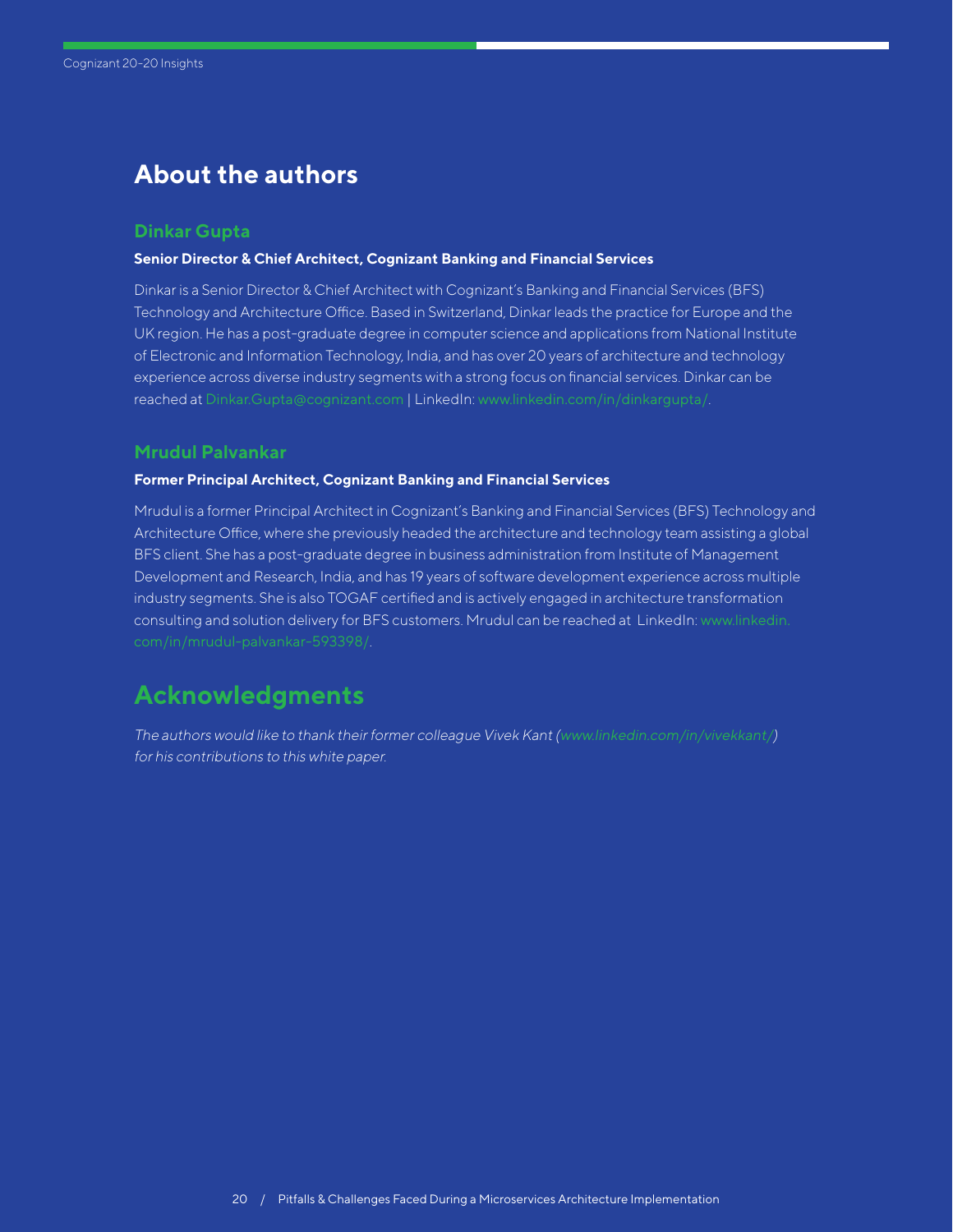## About the authors

### Dinkar Gupta

**Senior Director & Chief Architect, Cognizant Banking and Financial Services**

Dinkar is a Senior Director & Chief Architect with Cognizant's Banking and Financial Services (BFS) Technology and Architecture Office. Based in Switzerland, Dinkar leads the practice for Europe and the UK region. He has a post-graduate degree in computer science and applications from National Institute of Electronic and Information Technology, India, and has over 20 years of architecture and technology experience across diverse industry segments with a strong focus on financial services. Dinkar can be reached at Dinkar.Gupta@cognizant.com | LinkedIn: www.linkedin.com/in/dinkargupta/.

### Mrudul Palvankar

**Former Principal Architect, Cognizant Banking and Financial Services**

Mrudul is a former Principal Architect in Cognizant's Banking and Financial Services (BFS) Technology and Architecture Office, where she previously headed the architecture and technology team assisting a global BFS client. She has a post-graduate degree in business administration from Institute of Management Development and Research, India, and has 19 years of software development experience across multiple industry segments. She is also TOGAF certified and is actively engaged in architecture transformation consulting and solution delivery for BFS customers. Mrudul can be reached at LinkedIn: www.linkedin.com/in/mrudul-palvankar-593398/.

## Acknowledgments

*The authors would like to thank their former colleague Vivek Kant (www.linkedin.com/in/vivekkant/) for his contributions to this white paper.*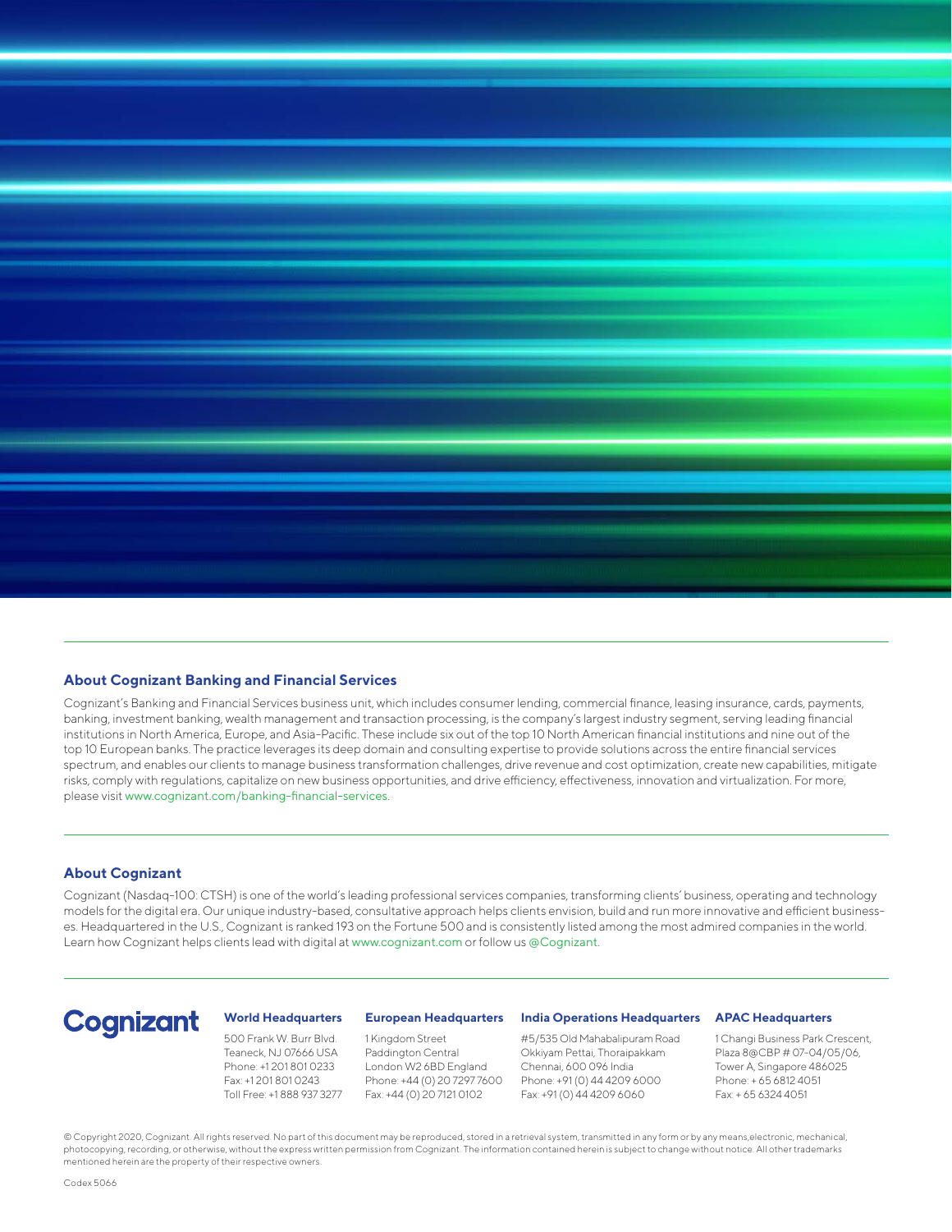## About Cognizant Banking and Financial Services

Cognizant's Banking and Financial Services business unit, which includes consumer lending, commercial finance, leasing insurance, cards, payments, banking, investment banking, wealth management and transaction processing, is the company's largest industry segment, serving leading financial institutions in North America, Europe, and Asia-Pacific. These include six out of the top 10 North American financial institutions and nine out of the top 10 European banks. The practice leverages its deep domain and consulting expertise to provide solutions across the entire financial services spectrum, and enables our clients to manage business transformation challenges, drive revenue and cost optimization, create new capabilities, mitigate risks, comply with regulations, capitalize on new business opportunities, and drive efficiency, effectiveness, innovation and virtualization. For more, please visit www.cognizant.com/banking-financial-services.

## About Cognizant

Cognizant (Nasdaq-100: CTSH) is one of the world's leading professional services companies, transforming clients' business, operating and technology models for the digital era. Our unique industry-based, consultative approach helps clients envision, build and run more innovative and efficient businesses. Headquartered in the U.S., Cognizant is ranked 193 on the Fortune 500 and is consistently listed among the most admired companies in the world. Learn how Cognizant helps clients lead with digital at www.cognizant.com or follow us @Cognizant.

**Cognizant**

**World Headquarters**
500 Frank W. Burr Blvd.
Teaneck, NJ 07666 USA
Phone: +1 201 801 0233
Fax: +1 201 801 0243
Toll Free: +1 888 937 3277

**European Headquarters**
1 Kingdom Street
Paddington Central
London W2 6BD England
Phone: +44 (0) 20 7297 7600
Fax: +44 (0) 20 7121 0102

**India Operations Headquarters**
#5/535 Old Mahabalipuram Road
Okkiyam Pettai, Thoraipakkam
Chennai, 600 096 India
Phone: +91 (0) 44 4209 6000
Fax: +91 (0) 44 4209 6060

**APAC Headquarters**
1 Changi Business Park Crescent,
Plaza 8@CBP # 07-04/05/06,
Tower A, Singapore 486025
Phone: + 65 6812 4051
Fax: + 65 6324 4051

© Copyright 2020, Cognizant. All rights reserved. No part of this document may be reproduced, stored in a retrieval system, transmitted in any form or by any means,electronic, mechanical, photocopying, recording, or otherwise, without the express written permission from Cognizant. The information contained herein is subject to change without notice. All other trademarks mentioned herein are the property of their respective owners.

Codex 5066